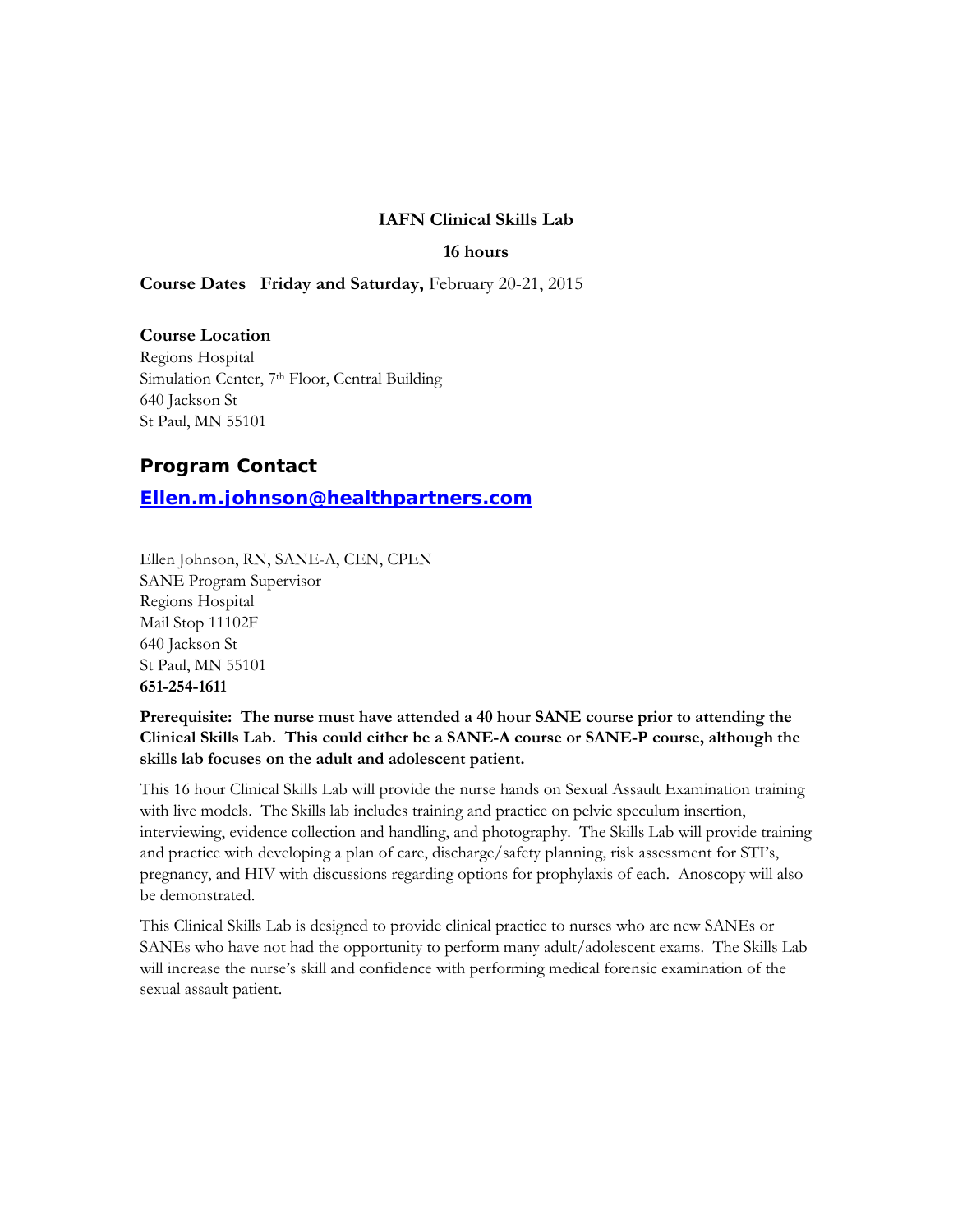**IAFN Clinical Skills Lab**

**16 hours**

**Course Dates Friday and Saturday,** February 20-21, 2015

**Course Location**
Regions Hospital
Simulation Center, 7th Floor, Central Building
640 Jackson St
St Paul, MN 55101

## Program Contact

**[Ellen.m.johnson@healthpartners.com](mailto:Ellen.m.johnson@healthpartners.com)**

Ellen Johnson, RN, SANE-A, CEN, CPEN
SANE Program Supervisor
Regions Hospital
Mail Stop 11102F
640 Jackson St
St Paul, MN 55101
**651-254-1611**

**Prerequisite: The nurse must have attended a 40 hour SANE course prior to attending the Clinical Skills Lab. This could either be a SANE-A course or SANE-P course, although the skills lab focuses on the adult and adolescent patient.**

This 16 hour Clinical Skills Lab will provide the nurse hands on Sexual Assault Examination training with live models. The Skills lab includes training and practice on pelvic speculum insertion, interviewing, evidence collection and handling, and photography. The Skills Lab will provide training and practice with developing a plan of care, discharge/safety planning, risk assessment for STI's, pregnancy, and HIV with discussions regarding options for prophylaxis of each. Anoscopy will also be demonstrated.

This Clinical Skills Lab is designed to provide clinical practice to nurses who are new SANEs or SANEs who have not had the opportunity to perform many adult/adolescent exams. The Skills Lab will increase the nurse's skill and confidence with performing medical forensic examination of the sexual assault patient.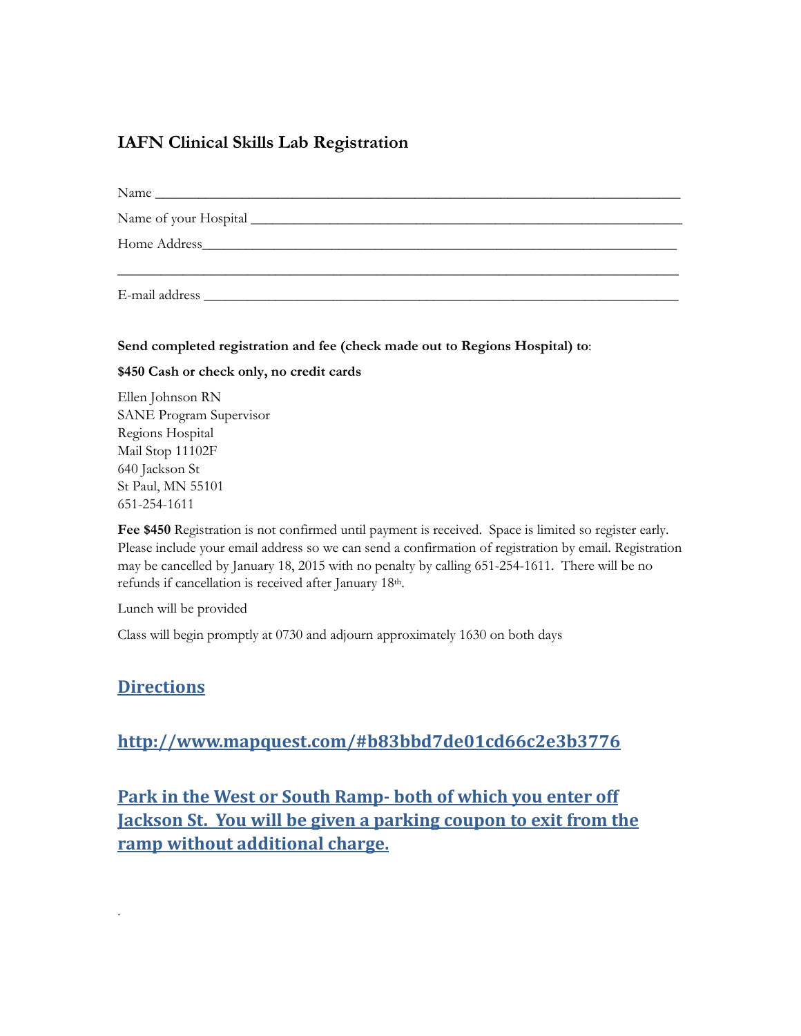## IAFN Clinical Skills Lab Registration

Name ___________________________________________________________________________

Name of your Hospital _____________________________________________________________

Home Address____________________________________________________________________

_______________________________________________________________________________

E-mail address __________________________________________________________________

**Send completed registration and fee (check made out to Regions Hospital) to**:

**$450 Cash or check only, no credit cards**

Ellen Johnson RN
SANE Program Supervisor
Regions Hospital
Mail Stop 11102F
640 Jackson St
St Paul, MN 55101
651-254-1611

**Fee $450** Registration is not confirmed until payment is received. Space is limited so register early. Please include your email address so we can send a confirmation of registration by email. Registration may be cancelled by January 18, 2015 with no penalty by calling 651-254-1611. There will be no refunds if cancellation is received after January 18th.

Lunch will be provided

Class will begin promptly at 0730 and adjourn approximately 1630 on both days

## Directions

## http://www.mapquest.com/#b83bbd7de01cd66c2e3b3776

## Park in the West or South Ramp- both of which you enter off Jackson St. You will be given a parking coupon to exit from the ramp without additional charge.

.